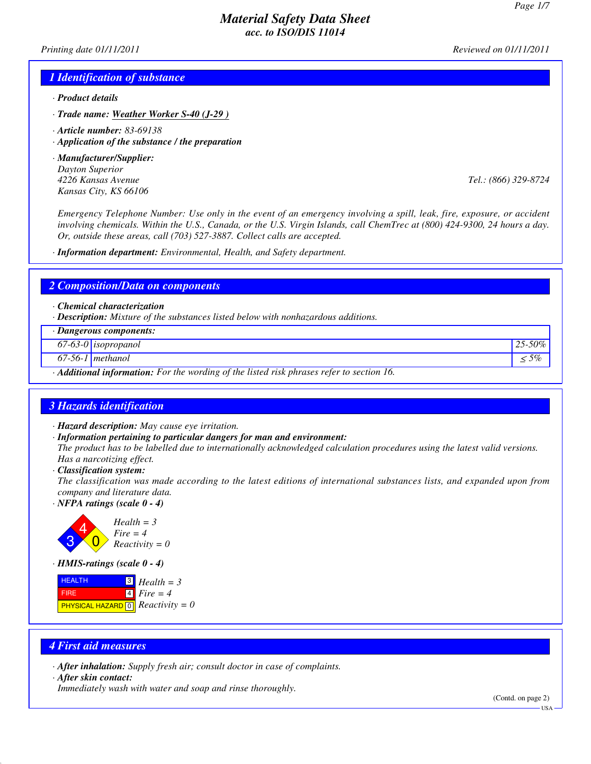# Material Safety Data Sheet
**acc. to ISO/DIS 11014**

*Printing date 01/11/2011* *Reviewed on 01/11/2011*

## 1 Identification of substance

· **Product details**

· **Trade name:** Weather Worker S-40 (J-29 )

· **Article number:** 83-69138

· **Application of the substance / the preparation**

· **Manufacturer/Supplier:**
Dayton Superior
4226 Kansas Avenue
Kansas City, KS 66106
Tel.: (866) 329-8724

Emergency Telephone Number: Use only in the event of an emergency involving a spill, leak, fire, exposure, or accident involving chemicals. Within the U.S., Canada, or the U.S. Virgin Islands, call ChemTrec at (800) 424-9300, 24 hours a day. Or, outside these areas, call (703) 527-3887. Collect calls are accepted.

· **Information department:** Environmental, Health, and Safety department.

## 2 Composition/Data on components

· **Chemical characterization**

· **Description:** Mixture of the substances listed below with nonhazardous additions.

· **Dangerous components:**

| CAS | Component | Content |
|---|---|---|
| 67-63-0 | isopropanol | 25-50% |
| 67-56-1 | methanol | ≤ 5% |

· **Additional information:** For the wording of the listed risk phrases refer to section 16.

## 3 Hazards identification

· **Hazard description:** May cause eye irritation.

· **Information pertaining to particular dangers for man and environment:**
The product has to be labelled due to internationally acknowledged calculation procedures using the latest valid versions.
Has a narcotizing effect.

· **Classification system:**
The classification was made according to the latest editions of international substances lists, and expanded upon from company and literature data.

· **NFPA ratings (scale 0 - 4)**

Health = 3
Fire = 4
Reactivity = 0

· **HMIS-ratings (scale 0 - 4)**

| | | |
|---|---|---|
| HEALTH | 3 | Health = 3 |
| FIRE | 4 | Fire = 4 |
| PHYSICAL HAZARD | 0 | Reactivity = 0 |

## 4 First aid measures

· **After inhalation:** Supply fresh air; consult doctor in case of complaints.

· **After skin contact:**
Immediately wash with water and soap and rinse thoroughly.

(Contd. on page 2)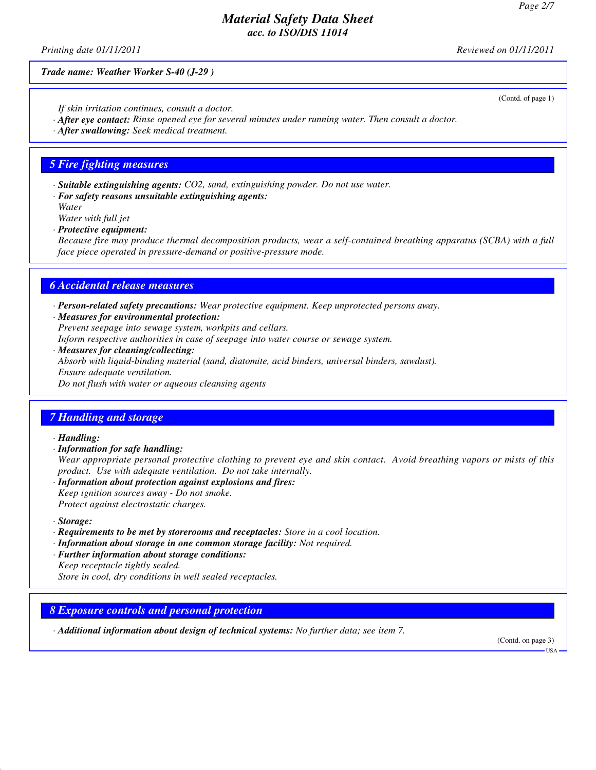*Trade name: Weather Worker S-40 (J-29 )*

(Contd. of page 1)

*If skin irritation continues, consult a doctor.*
· ***After eye contact:*** *Rinse opened eye for several minutes under running water. Then consult a doctor.*
· ***After swallowing:*** *Seek medical treatment.*

## 5 Fire fighting measures

· ***Suitable extinguishing agents:*** *$CO_2$, sand, extinguishing powder. Do not use water.*
· ***For safety reasons unsuitable extinguishing agents:***
*Water*
*Water with full jet*
· ***Protective equipment:***
*Because fire may produce thermal decomposition products, wear a self-contained breathing apparatus (SCBA) with a full face piece operated in pressure-demand or positive-pressure mode.*

## 6 Accidental release measures

· ***Person-related safety precautions:*** *Wear protective equipment. Keep unprotected persons away.*
· ***Measures for environmental protection:***
*Prevent seepage into sewage system, workpits and cellars.*
*Inform respective authorities in case of seepage into water course or sewage system.*
· ***Measures for cleaning/collecting:***
*Absorb with liquid-binding material (sand, diatomite, acid binders, universal binders, sawdust).*
*Ensure adequate ventilation.*
*Do not flush with water or aqueous cleansing agents*

## 7 Handling and storage

· ***Handling:***
· ***Information for safe handling:***
*Wear appropriate personal protective clothing to prevent eye and skin contact. Avoid breathing vapors or mists of this product. Use with adequate ventilation. Do not take internally.*
· ***Information about protection against explosions and fires:***
*Keep ignition sources away - Do not smoke.*
*Protect against electrostatic charges.*

· ***Storage:***
· ***Requirements to be met by storerooms and receptacles:*** *Store in a cool location.*
· ***Information about storage in one common storage facility:*** *Not required.*
· ***Further information about storage conditions:***
*Keep receptacle tightly sealed.*
*Store in cool, dry conditions in well sealed receptacles.*

## 8 Exposure controls and personal protection

· ***Additional information about design of technical systems:*** *No further data; see item 7.*

(Contd. on page 3)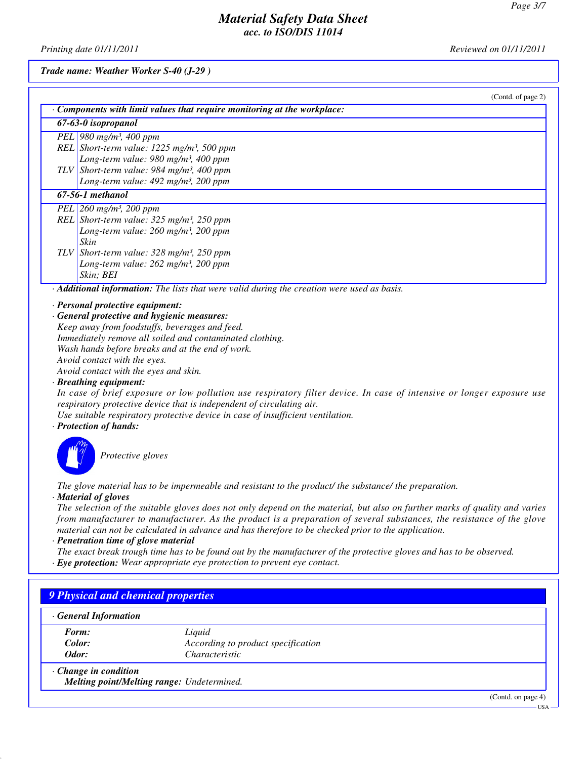*Trade name: Weather Worker S-40 (J-29 )*

(Contd. of page 2)

**· Components with limit values that require monitoring at the workplace:**

| **67-63-0 isopropanol** | |
|---|---|
| PEL | 980 mg/m³, 400 ppm |
| REL | Short-term value: 1225 mg/m³, 500 ppm<br>Long-term value: 980 mg/m³, 400 ppm |
| TLV | Short-term value: 984 mg/m³, 400 ppm<br>Long-term value: 492 mg/m³, 200 ppm |
| **67-56-1 methanol** | |
| PEL | 260 mg/m³, 200 ppm |
| REL | Short-term value: 325 mg/m³, 250 ppm<br>Long-term value: 260 mg/m³, 200 ppm<br>Skin |
| TLV | Short-term value: 328 mg/m³, 250 ppm<br>Long-term value: 262 mg/m³, 200 ppm<br>Skin; BEI |

· **Additional information:** The lists that were valid during the creation were used as basis.

· **Personal protective equipment:**

· **General protective and hygienic measures:**
Keep away from foodstuffs, beverages and feed.
Immediately remove all soiled and contaminated clothing.
Wash hands before breaks and at the end of work.
Avoid contact with the eyes.
Avoid contact with the eyes and skin.

· **Breathing equipment:**
In case of brief exposure or low pollution use respiratory filter device. In case of intensive or longer exposure use respiratory protective device that is independent of circulating air.
Use suitable respiratory protective device in case of insufficient ventilation.

· **Protection of hands:**

Protective gloves

The glove material has to be impermeable and resistant to the product/ the substance/ the preparation.

· **Material of gloves**
The selection of the suitable gloves does not only depend on the material, but also on further marks of quality and varies from manufacturer to manufacturer. As the product is a preparation of several substances, the resistance of the glove material can not be calculated in advance and has therefore to be checked prior to the application.

· **Penetration time of glove material**
The exact break trough time has to be found out by the manufacturer of the protective gloves and has to be observed.

· **Eye protection:** Wear appropriate eye protection to prevent eye contact.

## 9 Physical and chemical properties

· **General Information**

| | |
|---|---|
| **Form:** | Liquid |
| **Color:** | According to product specification |
| **Odor:** | Characteristic |

· **Change in condition**
**Melting point/Melting range:** Undetermined.

(Contd. on page 4)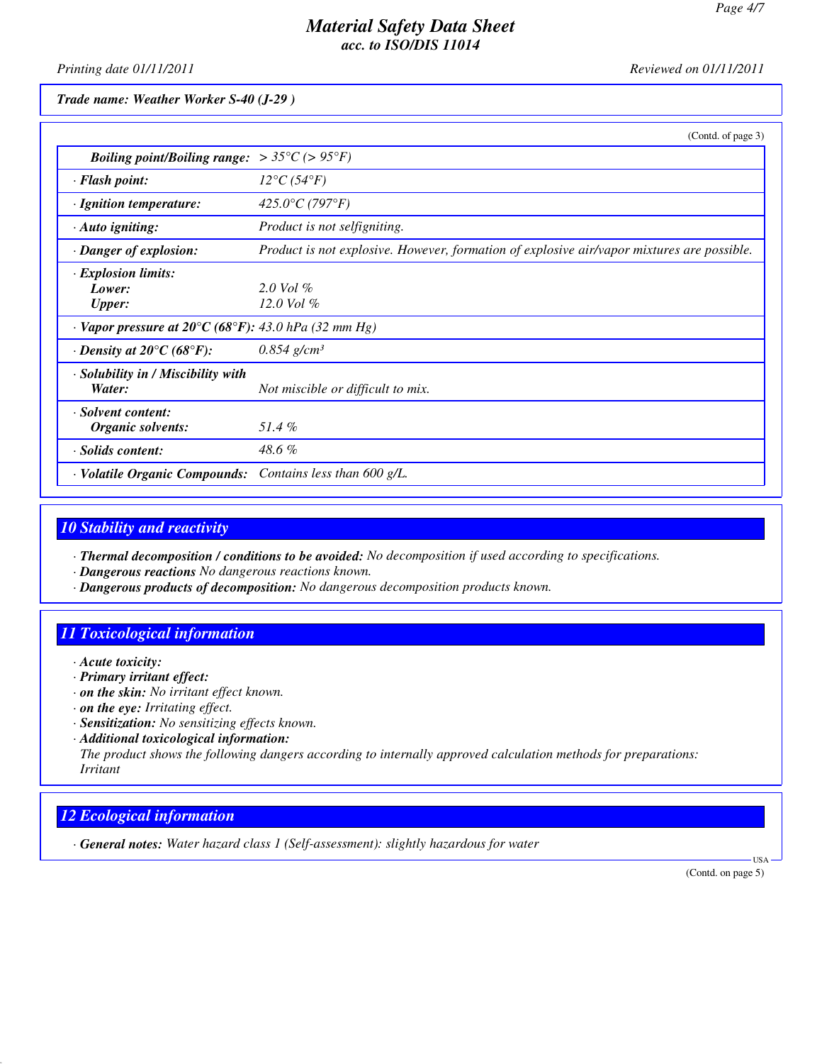*Trade name: Weather Worker S-40 (J-29 )*

(Contd. of page 3)

| | |
|---|---|
| **Boiling point/Boiling range:** | > 35°C (> 95°F) |
| · **Flash point:** | 12°C (54°F) |
| · **Ignition temperature:** | 425.0°C (797°F) |
| · **Auto igniting:** | Product is not selfigniting. |
| · **Danger of explosion:** | Product is not explosive. However, formation of explosive air/vapor mixtures are possible. |
| · **Explosion limits:** Lower: Upper: | 2.0 Vol % 12.0 Vol % |
| · **Vapor pressure at 20°C (68°F):** | 43.0 hPa (32 mm Hg) |
| · **Density at 20°C (68°F):** | 0.854 g/cm³ |
| · **Solubility in / Miscibility with** Water: | Not miscible or difficult to mix. |
| · **Solvent content:** Organic solvents: | 51.4 % |
| · **Solids content:** | 48.6 % |
| · **Volatile Organic Compounds:** | Contains less than 600 g/L. |

## 10 Stability and reactivity

· ***Thermal decomposition / conditions to be avoided:*** No decomposition if used according to specifications.
· ***Dangerous reactions*** No dangerous reactions known.
· ***Dangerous products of decomposition:*** No dangerous decomposition products known.

## 11 Toxicological information

· ***Acute toxicity:***
· ***Primary irritant effect:***
· ***on the skin:*** No irritant effect known.
· ***on the eye:*** Irritating effect.
· ***Sensitization:*** No sensitizing effects known.
· ***Additional toxicological information:***
The product shows the following dangers according to internally approved calculation methods for preparations:
Irritant

## 12 Ecological information

· ***General notes:*** Water hazard class 1 (Self-assessment): slightly hazardous for water

(Contd. on page 5)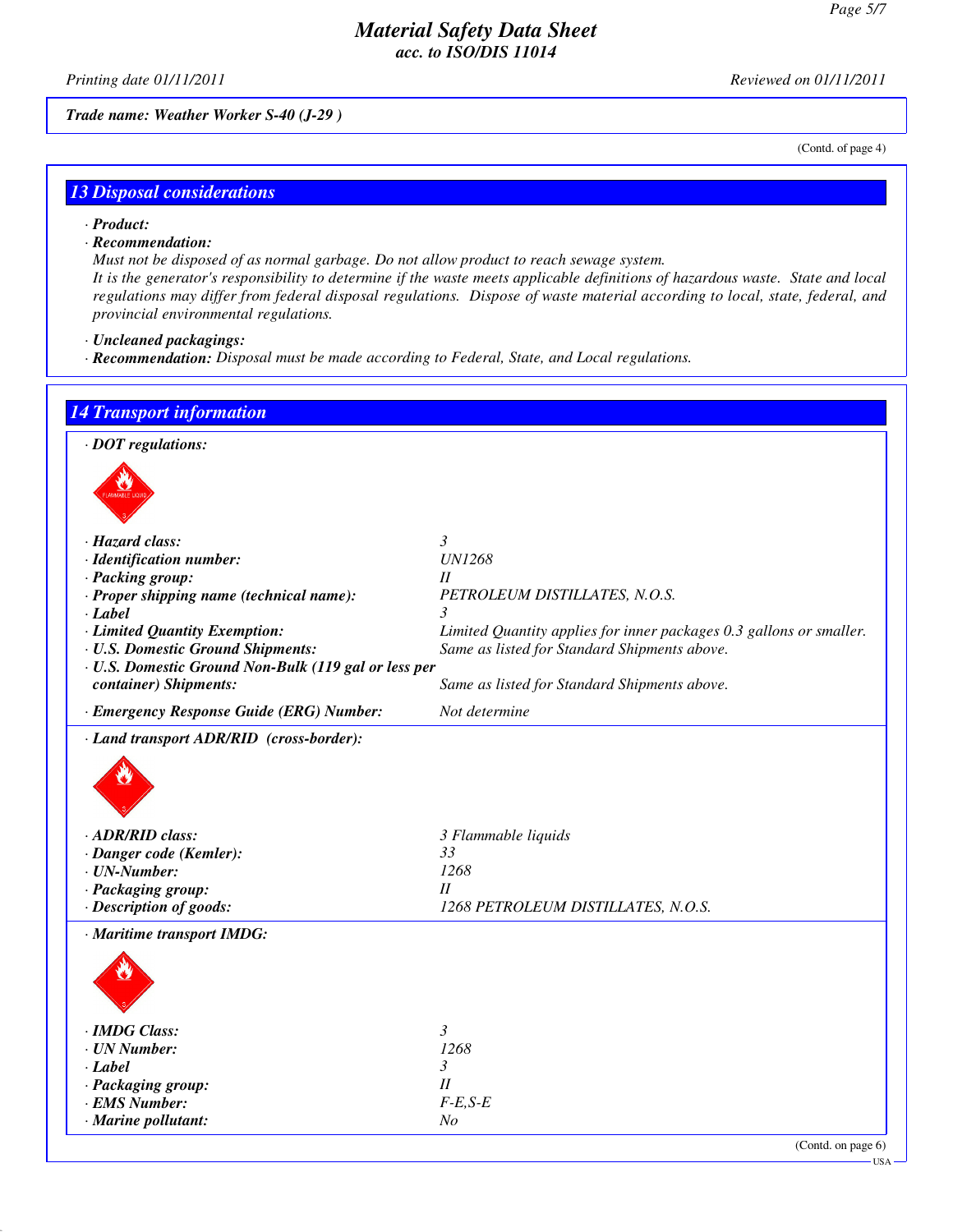(Contd. of page 4)

## 13 Disposal considerations

· **Product:**

· **Recommendation:**

Must not be disposed of as normal garbage. Do not allow product to reach sewage system.

It is the generator's responsibility to determine if the waste meets applicable definitions of hazardous waste. State and local regulations may differ from federal disposal regulations. Dispose of waste material according to local, state, federal, and provincial environmental regulations.

· **Uncleaned packagings:**

· **Recommendation:** Disposal must be made according to Federal, State, and Local regulations.

## 14 Transport information

· **DOT regulations:**

| | |
|---|---|
| · **Hazard class:** | 3 |
| · **Identification number:** | UN1268 |
| · **Packing group:** | II |
| · **Proper shipping name (technical name):** | PETROLEUM DISTILLATES, N.O.S. |
| · **Label** | 3 |
| · **Limited Quantity Exemption:** | Limited Quantity applies for inner packages 0.3 gallons or smaller. |
| · **U.S. Domestic Ground Shipments:** | Same as listed for Standard Shipments above. |
| · **U.S. Domestic Ground Non-Bulk (119 gal or less per container) Shipments:** | Same as listed for Standard Shipments above. |
| · **Emergency Response Guide (ERG) Number:** | Not determine |

· **Land transport ADR/RID (cross-border):**

| | |
|---|---|
| · **ADR/RID class:** | 3 Flammable liquids |
| · **Danger code (Kemler):** | 33 |
| · **UN-Number:** | 1268 |
| · **Packaging group:** | II |
| · **Description of goods:** | 1268 PETROLEUM DISTILLATES, N.O.S. |

· **Maritime transport IMDG:**

| | |
|---|---|
| · **IMDG Class:** | 3 |
| · **UN Number:** | 1268 |
| · **Label** | 3 |
| · **Packaging group:** | II |
| · **EMS Number:** | F-E,S-E |
| · **Marine pollutant:** | No |

(Contd. on page 6)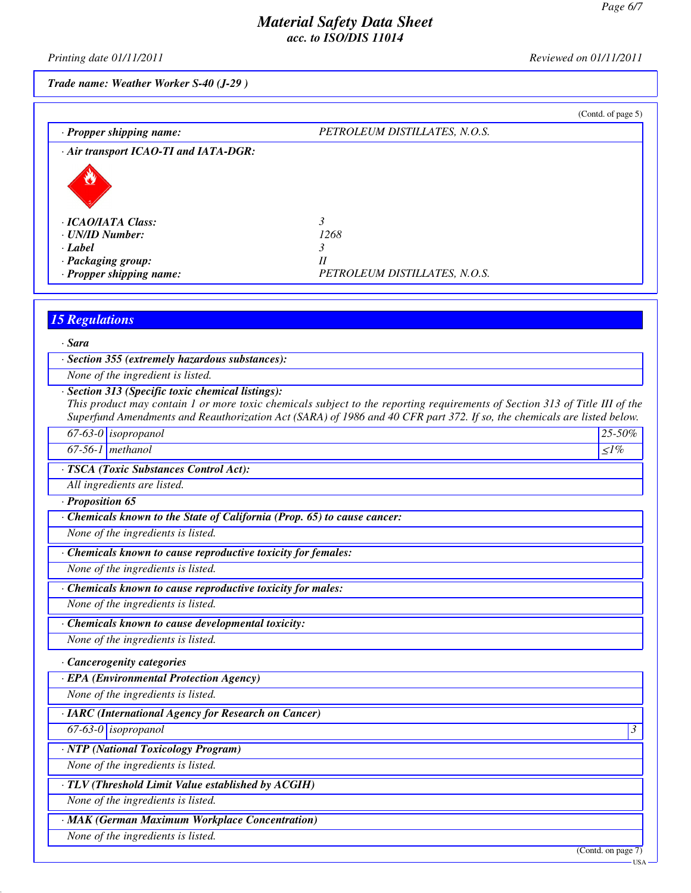*Material Safety Data Sheet*
*acc. to ISO/DIS 11014*

*Printing date 01/11/2011* *Reviewed on 01/11/2011*

***Trade name: Weather Worker S-40 (J-29 )***

(Contd. of page 5)

| | |
|---|---|
| **· Propper shipping name:** | PETROLEUM DISTILLATES, N.O.S. |

**· Air transport ICAO-TI and IATA-DGR:**

| | |
|---|---|
| **· ICAO/IATA Class:** | 3 |
| **· UN/ID Number:** | 1268 |
| **· Label** | 3 |
| **· Packaging group:** | II |
| **· Propper shipping name:** | PETROLEUM DISTILLATES, N.O.S. |

## 15 Regulations

**· Sara**

**· Section 355 (extremely hazardous substances):**

None of the ingredient is listed.

**· Section 313 (Specific toxic chemical listings):**

This product may contain 1 or more toxic chemicals subject to the reporting requirements of Section 313 of Title III of the Superfund Amendments and Reauthorization Act (SARA) of 1986 and 40 CFR part 372. If so, the chemicals are listed below.

| | | |
|---|---|---|
| 67-63-0 | isopropanol | 25-50% |
| 67-56-1 | methanol | ≤1% |

**· TSCA (Toxic Substances Control Act):**

All ingredients are listed.

**· Proposition 65**

**· Chemicals known to the State of California (Prop. 65) to cause cancer:**

None of the ingredients is listed.

**· Chemicals known to cause reproductive toxicity for females:**

None of the ingredients is listed.

**· Chemicals known to cause reproductive toxicity for males:**

None of the ingredients is listed.

**· Chemicals known to cause developmental toxicity:**

None of the ingredients is listed.

**· Cancerogenity categories**

**· EPA (Environmental Protection Agency)**

None of the ingredients is listed.

**· IARC (International Agency for Research on Cancer)**

| | | |
|---|---|---|
| 67-63-0 | isopropanol | 3 |

**· NTP (National Toxicology Program)**

None of the ingredients is listed.

**· TLV (Threshold Limit Value established by ACGIH)**

None of the ingredients is listed.

**· MAK (German Maximum Workplace Concentration)**

None of the ingredients is listed.

(Contd. on page 7)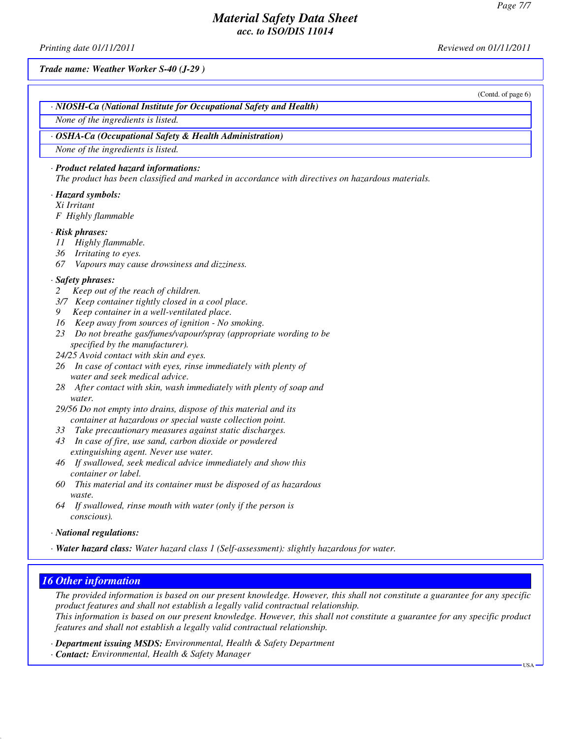*Trade name: Weather Worker S-40 (J-29 )*

(Contd. of page 6)

· ***NIOSH-Ca (National Institute for Occupational Safety and Health)***

*None of the ingredients is listed.*

· ***OSHA-Ca (Occupational Safety & Health Administration)***

*None of the ingredients is listed.*

· ***Product related hazard informations:***
*The product has been classified and marked in accordance with directives on hazardous materials.*

· ***Hazard symbols:***
*Xi Irritant*
*F Highly flammable*

· ***Risk phrases:***
*11 Highly flammable.*
*36 Irritating to eyes.*
*67 Vapours may cause drowsiness and dizziness.*

· ***Safety phrases:***
*2 Keep out of the reach of children.*
*3/7 Keep container tightly closed in a cool place.*
*9 Keep container in a well-ventilated place.*
*16 Keep away from sources of ignition - No smoking.*
*23 Do not breathe gas/fumes/vapour/spray (appropriate wording to be specified by the manufacturer).*
*24/25 Avoid contact with skin and eyes.*
*26 In case of contact with eyes, rinse immediately with plenty of water and seek medical advice.*
*28 After contact with skin, wash immediately with plenty of soap and water.*
*29/56 Do not empty into drains, dispose of this material and its container at hazardous or special waste collection point.*
*33 Take precautionary measures against static discharges.*
*43 In case of fire, use sand, carbon dioxide or powdered extinguishing agent. Never use water.*
*46 If swallowed, seek medical advice immediately and show this container or label.*
*60 This material and its container must be disposed of as hazardous waste.*
*64 If swallowed, rinse mouth with water (only if the person is conscious).*

· ***National regulations:***

· ***Water hazard class:*** *Water hazard class 1 (Self-assessment): slightly hazardous for water.*

## *16 Other information*

*The provided information is based on our present knowledge. However, this shall not constitute a guarantee for any specific product features and shall not establish a legally valid contractual relationship.*
*This information is based on our present knowledge. However, this shall not constitute a guarantee for any specific product features and shall not establish a legally valid contractual relationship.*

· ***Department issuing MSDS:*** *Environmental, Health & Safety Department*
· ***Contact:*** *Environmental, Health & Safety Manager*